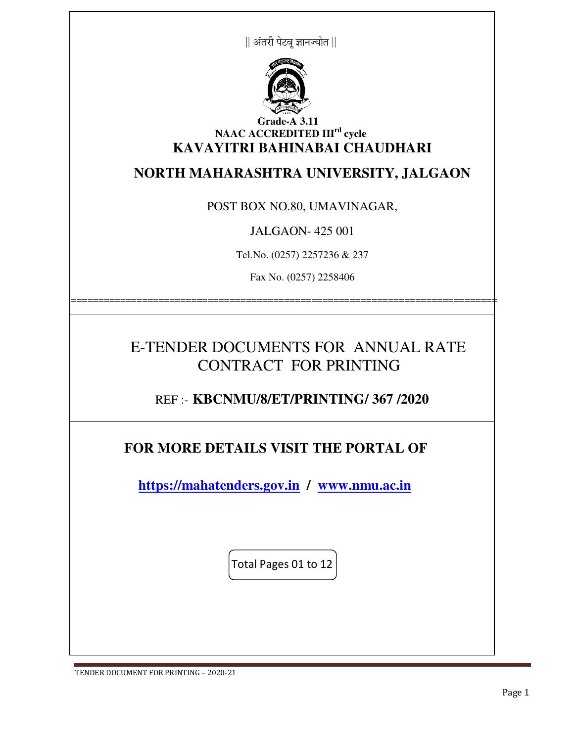|| अंतरी पेटवू ज्ञानज्योत ||

**Grade-A 3.11**

**NAAC ACCREDITED III[rd] cycle**

# KAVAYITRI BAHINABAI CHAUDHARI

# NORTH MAHARASHTRA UNIVERSITY, JALGAON

POST BOX NO.80, UMAVINAGAR,

JALGAON- 425 001

Tel.No. (0257) 2257236 & 237

Fax No. (0257) 2258406

==========================================================================

## E-TENDER DOCUMENTS FOR ANNUAL RATE CONTRACT FOR PRINTING

REF :- **KBCNMU/8/ET/PRINTING/ 367 /2020**

## FOR MORE DETAILS VISIT THE PORTAL OF

**https://mahatenders.gov.in / www.nmu.ac.in**

Total Pages 01 to 12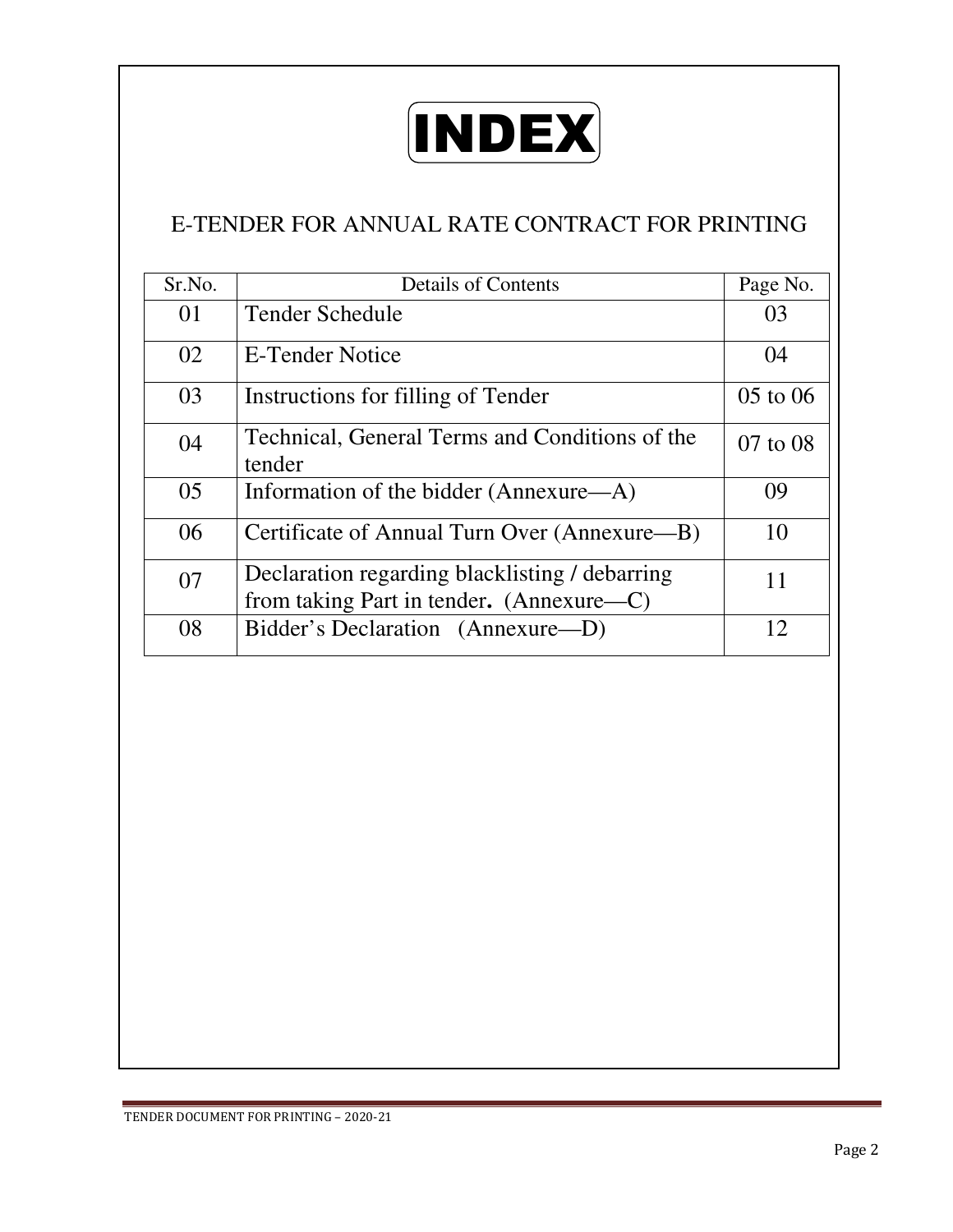# INDEX

## E-TENDER FOR ANNUAL RATE CONTRACT FOR PRINTING

| Sr.No. | Details of Contents | Page No. |
|---|---|---|
| 01 | Tender Schedule | 03 |
| 02 | E-Tender Notice | 04 |
| 03 | Instructions for filling of Tender | 05 to 06 |
| 04 | Technical, General Terms and Conditions of the tender | 07 to 08 |
| 05 | Information of the bidder (Annexure—A) | 09 |
| 06 | Certificate of Annual Turn Over (Annexure—B) | 10 |
| 07 | Declaration regarding blacklisting / debarring from taking Part in tender. (Annexure—C) | 11 |
| 08 | Bidder's Declaration (Annexure—D) | 12 |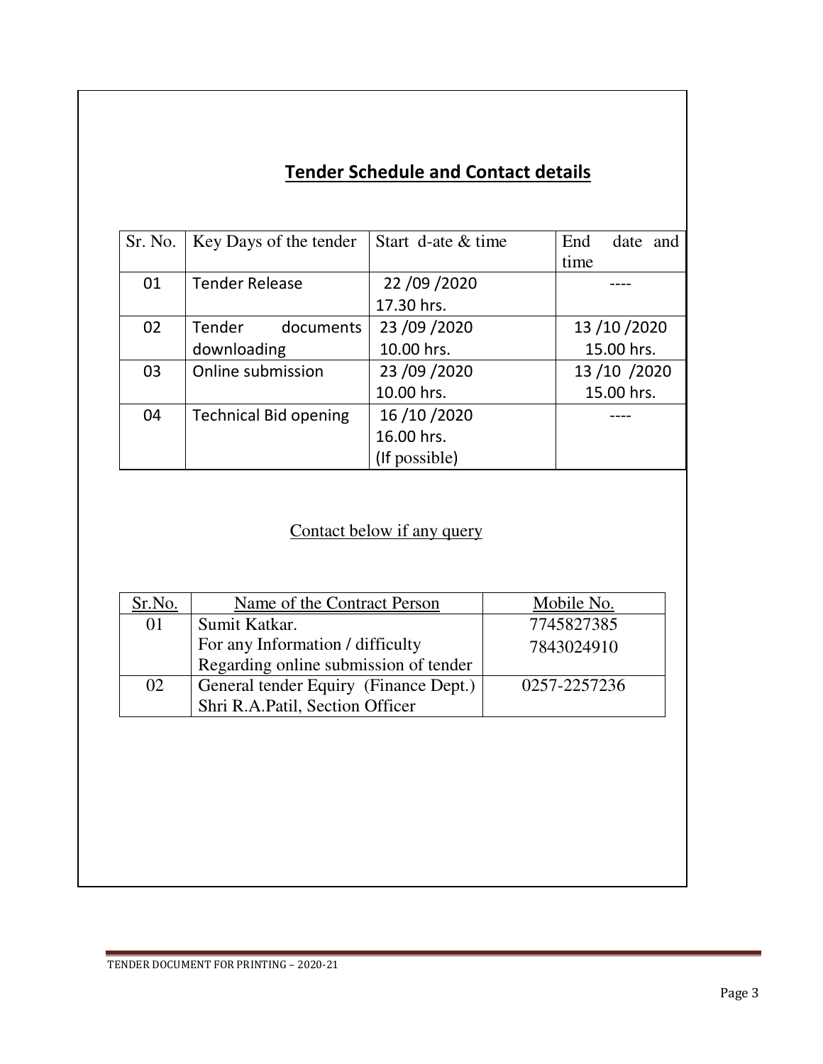## Tender Schedule and Contact details

| Sr. No. | Key Days of the tender | Start d-ate & time | End date and time |
|---|---|---|---|
| 01 | Tender Release | 22 /09 /2020 17.30 hrs. | ---- |
| 02 | Tender documents downloading | 23 /09 /2020 10.00 hrs. | 13 /10 /2020 15.00 hrs. |
| 03 | Online submission | 23 /09 /2020 10.00 hrs. | 13 /10 /2020 15.00 hrs. |
| 04 | Technical Bid opening | 16 /10 /2020 16.00 hrs. (If possible) | ---- |

Contact below if any query

| Sr.No. | Name of the Contract Person | Mobile No. |
|---|---|---|
| 01 | Sumit Katkar.<br>For any Information / difficulty Regarding online submission of tender | 7745827385<br>7843024910 |
| 02 | General tender Equiry (Finance Dept.)<br>Shri R.A.Patil, Section Officer | 0257-2257236 |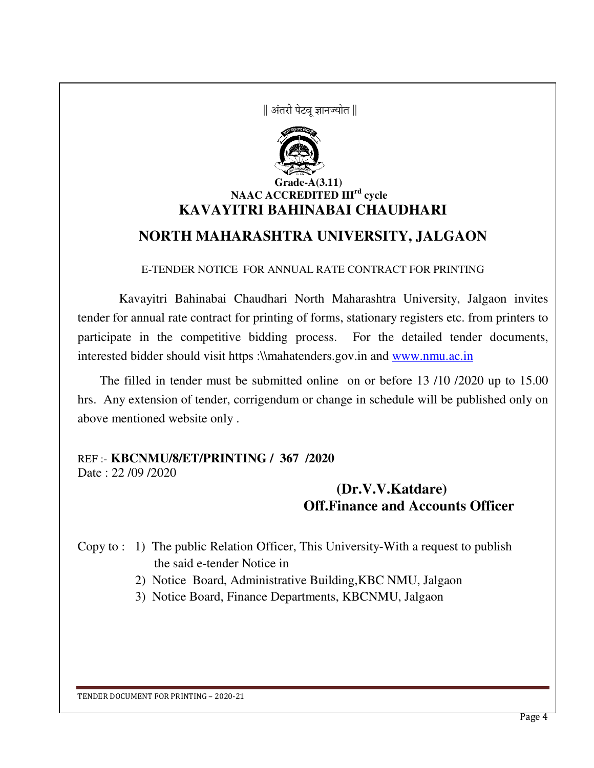|| अंतरी पेटवू ज्ञानज्योत ||

**Grade-A(3.11)**

**NAAC ACCREDITED III[rd] cycle**

# KAVAYITRI BAHINABAI CHAUDHARI

# NORTH MAHARASHTRA UNIVERSITY, JALGAON

E-TENDER NOTICE FOR ANNUAL RATE CONTRACT FOR PRINTING

Kavayitri Bahinabai Chaudhari North Maharashtra University, Jalgaon invites tender for annual rate contract for printing of forms, stationary registers etc. from printers to participate in the competitive bidding process. For the detailed tender documents, interested bidder should visit https :\\mahatenders.gov.in and www.nmu.ac.in

The filled in tender must be submitted online on or before 13 /10 /2020 up to 15.00 hrs. Any extension of tender, corrigendum or change in schedule will be published only on above mentioned website only .

REF :- **KBCNMU/8/ET/PRINTING / 367 /2020**
Date : 22 /09 /2020

**(Dr.V.V.Katdare)**
**Off.Finance and Accounts Officer**

Copy to :
1) The public Relation Officer, This University-With a request to publish the said e-tender Notice in
2) Notice Board, Administrative Building,KBC NMU, Jalgaon
3) Notice Board, Finance Departments, KBCNMU, Jalgaon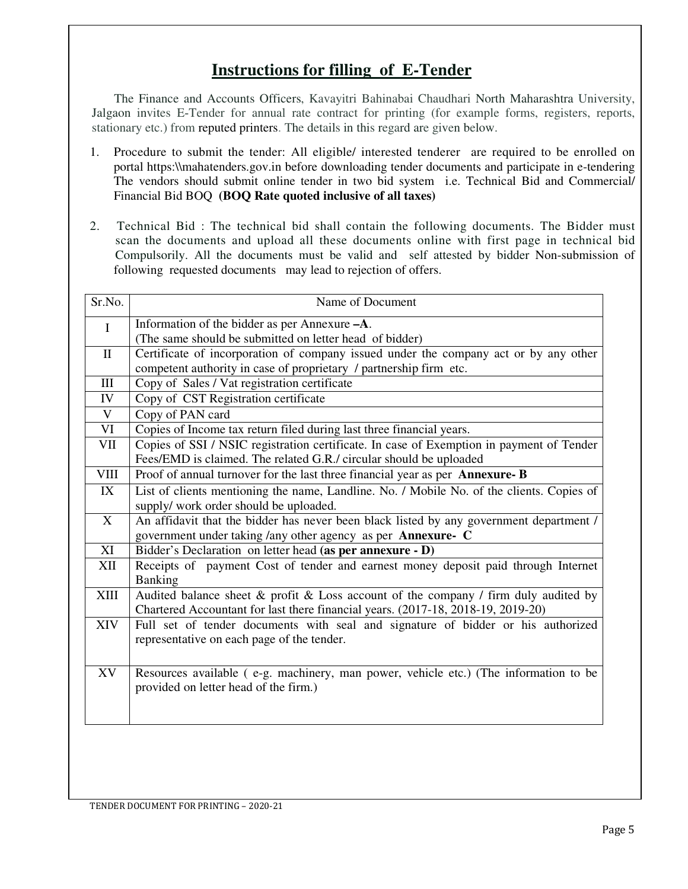# Instructions for filling of E-Tender

The Finance and Accounts Officers, Kavayitri Bahinabai Chaudhari North Maharashtra University, Jalgaon invites E-Tender for annual rate contract for printing (for example forms, registers, reports, stationary etc.) from reputed printers. The details in this regard are given below.

1. Procedure to submit the tender: All eligible/ interested tenderer are required to be enrolled on portal https:\\mahatenders.gov.in before downloading tender documents and participate in e-tendering The vendors should submit online tender in two bid system i.e. Technical Bid and Commercial/ Financial Bid BOQ **(BOQ Rate quoted inclusive of all taxes)**

2. Technical Bid : The technical bid shall contain the following documents. The Bidder must scan the documents and upload all these documents online with first page in technical bid Compulsorily. All the documents must be valid and self attested by bidder Non-submission of following requested documents may lead to rejection of offers.

| Sr.No. | Name of Document |
|---|---|
| I | Information of the bidder as per Annexure **–A**. (The same should be submitted on letter head of bidder) |
| II | Certificate of incorporation of company issued under the company act or by any other competent authority in case of proprietary / partnership firm etc. |
| III | Copy of Sales / Vat registration certificate |
| IV | Copy of CST Registration certificate |
| V | Copy of PAN card |
| VI | Copies of Income tax return filed during last three financial years. |
| VII | Copies of SSI / NSIC registration certificate. In case of Exemption in payment of Tender Fees/EMD is claimed. The related G.R./ circular should be uploaded |
| VIII | Proof of annual turnover for the last three financial year as per **Annexure- B** |
| IX | List of clients mentioning the name, Landline. No. / Mobile No. of the clients. Copies of supply/ work order should be uploaded. |
| X | An affidavit that the bidder has never been black listed by any government department / government under taking /any other agency as per **Annexure- C** |
| XI | Bidder's Declaration on letter head **(as per annexure - D)** |
| XII | Receipts of payment Cost of tender and earnest money deposit paid through Internet Banking |
| XIII | Audited balance sheet & profit & Loss account of the company / firm duly audited by Chartered Accountant for last there financial years. (2017-18, 2018-19, 2019-20) |
| XIV | Full set of tender documents with seal and signature of bidder or his authorized representative on each page of the tender. |
| XV | Resources available ( e-g. machinery, man power, vehicle etc.) (The information to be provided on letter head of the firm.) |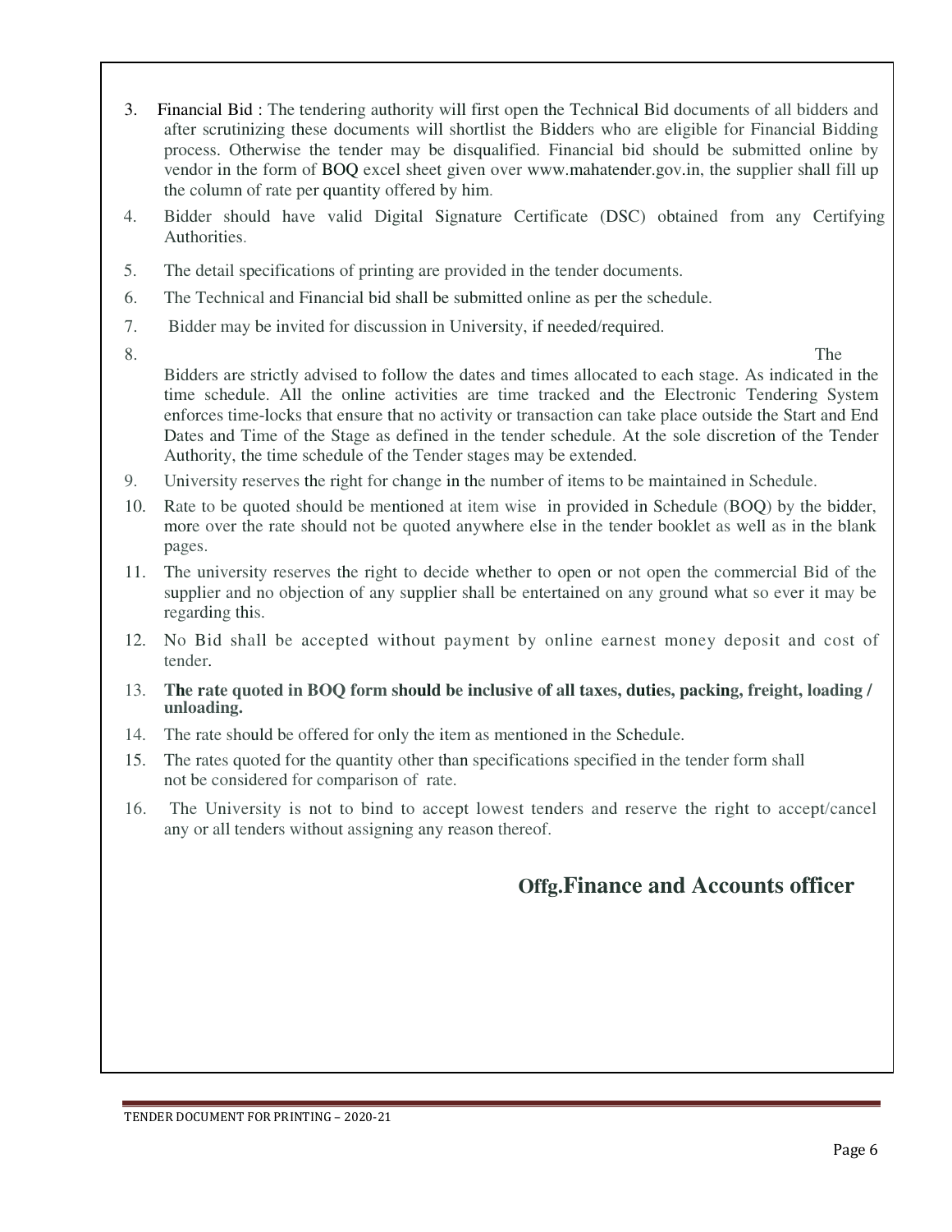3. Financial Bid : The tendering authority will first open the Technical Bid documents of all bidders and after scrutinizing these documents will shortlist the Bidders who are eligible for Financial Bidding process. Otherwise the tender may be disqualified. Financial bid should be submitted online by vendor in the form of BOQ excel sheet given over www.mahatender.gov.in, the supplier shall fill up the column of rate per quantity offered by him.
4. Bidder should have valid Digital Signature Certificate (DSC) obtained from any Certifying Authorities.
5. The detail specifications of printing are provided in the tender documents.
6. The Technical and Financial bid shall be submitted online as per the schedule.
7. Bidder may be invited for discussion in University, if needed/required.
8. The Bidders are strictly advised to follow the dates and times allocated to each stage. As indicated in the time schedule. All the online activities are time tracked and the Electronic Tendering System enforces time-locks that ensure that no activity or transaction can take place outside the Start and End Dates and Time of the Stage as defined in the tender schedule. At the sole discretion of the Tender Authority, the time schedule of the Tender stages may be extended.
9. University reserves the right for change in the number of items to be maintained in Schedule.
10. Rate to be quoted should be mentioned at item wise in provided in Schedule (BOQ) by the bidder, more over the rate should not be quoted anywhere else in the tender booklet as well as in the blank pages.
11. The university reserves the right to decide whether to open or not open the commercial Bid of the supplier and no objection of any supplier shall be entertained on any ground what so ever it may be regarding this.
12. No Bid shall be accepted without payment by online earnest money deposit and cost of tender.
13. **The rate quoted in BOQ form should be inclusive of all taxes, duties, packing, freight, loading / unloading.**
14. The rate should be offered for only the item as mentioned in the Schedule.
15. The rates quoted for the quantity other than specifications specified in the tender form shall not be considered for comparison of rate.
16. The University is not to bind to accept lowest tenders and reserve the right to accept/cancel any or all tenders without assigning any reason thereof.

**Offg.Finance and Accounts officer**

TENDER DOCUMENT FOR PRINTING – 2020-21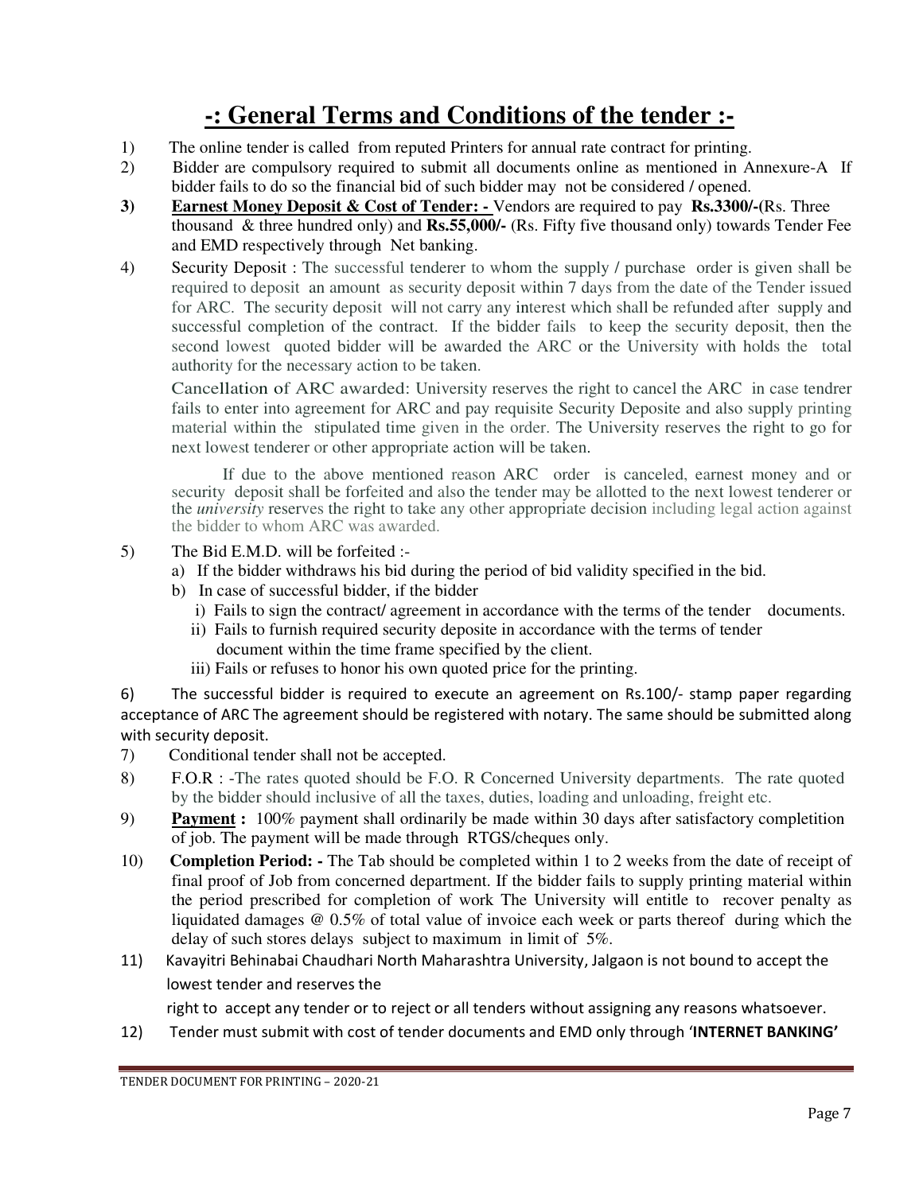# -: General Terms and Conditions of the tender :-

1) The online tender is called from reputed Printers for annual rate contract for printing.

2) Bidder are compulsory required to submit all documents online as mentioned in Annexure-A If bidder fails to do so the financial bid of such bidder may not be considered / opened.

**3)** **Earnest Money Deposit & Cost of Tender: -** Vendors are required to pay **Rs.3300/-**(Rs. Three thousand & three hundred only) and **Rs.55,000/-** (Rs. Fifty five thousand only) towards Tender Fee and EMD respectively through Net banking.

4) Security Deposit : The successful tenderer to whom the supply / purchase order is given shall be required to deposit an amount as security deposit within 7 days from the date of the Tender issued for ARC. The security deposit will not carry any interest which shall be refunded after supply and successful completion of the contract. If the bidder fails to keep the security deposit, then the second lowest quoted bidder will be awarded the ARC or the University with holds the total authority for the necessary action to be taken.

   Cancellation of ARC awarded: University reserves the right to cancel the ARC in case tendrer fails to enter into agreement for ARC and pay requisite Security Deposite and also supply printing material within the stipulated time given in the order. The University reserves the right to go for next lowest tenderer or other appropriate action will be taken.

   If due to the above mentioned reason ARC order is canceled, earnest money and or security deposit shall be forfeited and also the tender may be allotted to the next lowest tenderer or the *university* reserves the right to take any other appropriate decision including legal action against the bidder to whom ARC was awarded.

5) The Bid E.M.D. will be forfeited :-
   a) If the bidder withdraws his bid during the period of bid validity specified in the bid.
   b) In case of successful bidder, if the bidder
      i) Fails to sign the contract/ agreement in accordance with the terms of the tender documents.
      ii) Fails to furnish required security deposite in accordance with the terms of tender document within the time frame specified by the client.
      iii) Fails or refuses to honor his own quoted price for the printing.

6) The successful bidder is required to execute an agreement on Rs.100/- stamp paper regarding acceptance of ARC The agreement should be registered with notary. The same should be submitted along with security deposit.

7) Conditional tender shall not be accepted.

8) F.O.R : -The rates quoted should be F.O. R Concerned University departments. The rate quoted by the bidder should inclusive of all the taxes, duties, loading and unloading, freight etc.

9) **Payment :** 100% payment shall ordinarily be made within 30 days after satisfactory completition of job. The payment will be made through RTGS/cheques only.

10) **Completion Period: -** The Tab should be completed within 1 to 2 weeks from the date of receipt of final proof of Job from concerned department. If the bidder fails to supply printing material within the period prescribed for completion of work The University will entitle to recover penalty as liquidated damages @ 0.5% of total value of invoice each week or parts thereof during which the delay of such stores delays subject to maximum in limit of 5%.

11) Kavayitri Behinabai Chaudhari North Maharashtra University, Jalgaon is not bound to accept the lowest tender and reserves the right to accept any tender or to reject or all tenders without assigning any reasons whatsoever.

12) Tender must submit with cost of tender documents and EMD only through '**INTERNET BANKING'**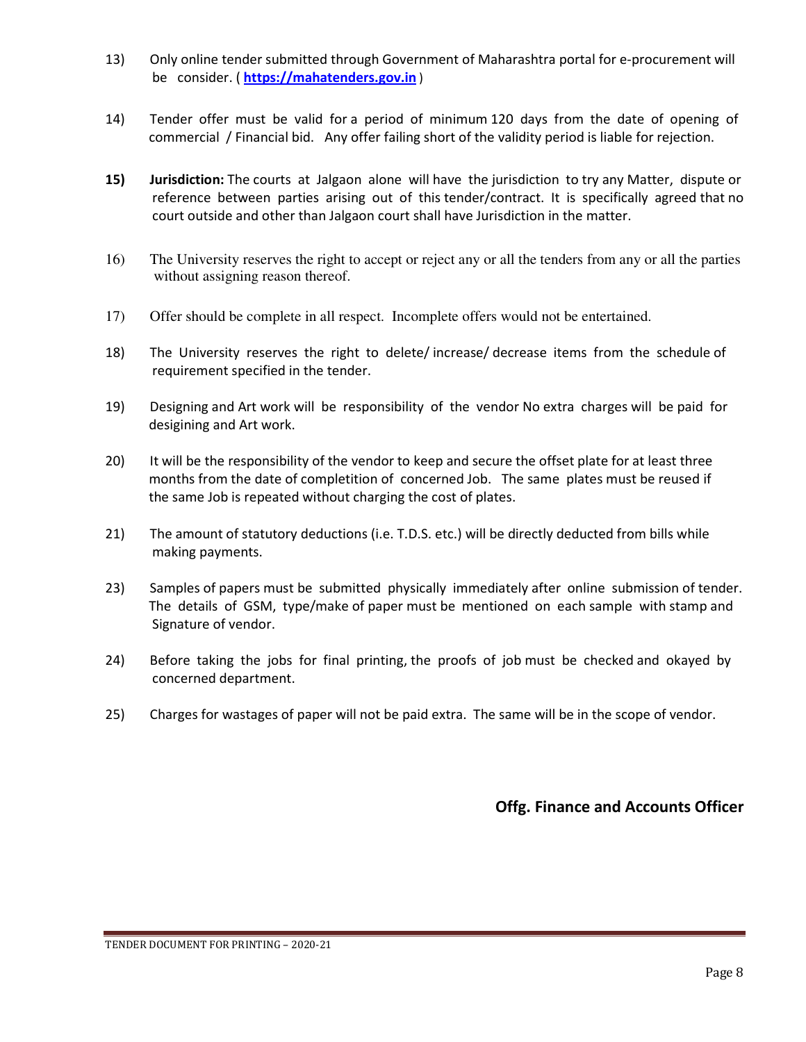13) Only online tender submitted through Government of Maharashtra portal for e-procurement will be consider. ( **https://mahatenders.gov.in** )

14) Tender offer must be valid for a period of minimum 120 days from the date of opening of commercial / Financial bid. Any offer failing short of the validity period is liable for rejection.

**15) Jurisdiction:** The courts at Jalgaon alone will have the jurisdiction to try any Matter, dispute or reference between parties arising out of this tender/contract. It is specifically agreed that no court outside and other than Jalgaon court shall have Jurisdiction in the matter.

16) The University reserves the right to accept or reject any or all the tenders from any or all the parties without assigning reason thereof.

17) Offer should be complete in all respect. Incomplete offers would not be entertained.

18) The University reserves the right to delete/ increase/ decrease items from the schedule of requirement specified in the tender.

19) Designing and Art work will be responsibility of the vendor No extra charges will be paid for desigining and Art work.

20) It will be the responsibility of the vendor to keep and secure the offset plate for at least three months from the date of completition of concerned Job. The same plates must be reused if the same Job is repeated without charging the cost of plates.

21) The amount of statutory deductions (i.e. T.D.S. etc.) will be directly deducted from bills while making payments.

23) Samples of papers must be submitted physically immediately after online submission of tender. The details of GSM, type/make of paper must be mentioned on each sample with stamp and Signature of vendor.

24) Before taking the jobs for final printing, the proofs of job must be checked and okayed by concerned department.

25) Charges for wastages of paper will not be paid extra. The same will be in the scope of vendor.

**Offg. Finance and Accounts Officer**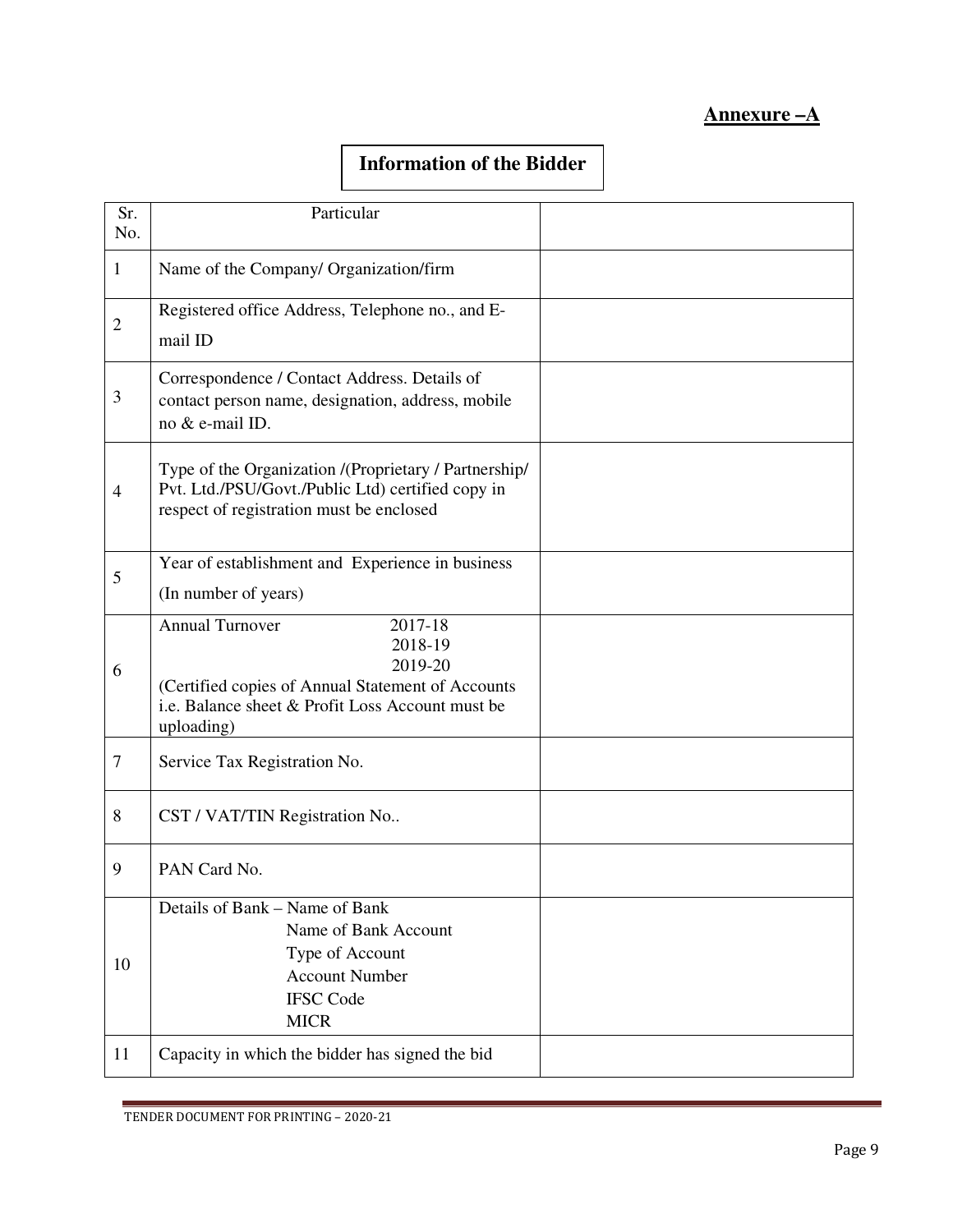**Annexure –A**

## Information of the Bidder

| Sr. No. | Particular | |
|---|---|---|
| 1 | Name of the Company/ Organization/firm | |
| 2 | Registered office Address, Telephone no., and E-mail ID | |
| 3 | Correspondence / Contact Address. Details of contact person name, designation, address, mobile no & e-mail ID. | |
| 4 | Type of the Organization /(Proprietary / Partnership/ Pvt. Ltd./PSU/Govt./Public Ltd) certified copy in respect of registration must be enclosed | |
| 5 | Year of establishment and Experience in business (In number of years) | |
| 6 | Annual Turnover 2017-18<br>2018-19<br>2019-20<br>(Certified copies of Annual Statement of Accounts i.e. Balance sheet & Profit Loss Account must be uploading) | |
| 7 | Service Tax Registration No. | |
| 8 | CST / VAT/TIN Registration No.. | |
| 9 | PAN Card No. | |
| 10 | Details of Bank – Name of Bank<br>Name of Bank Account<br>Type of Account<br>Account Number<br>IFSC Code<br>MICR | |
| 11 | Capacity in which the bidder has signed the bid | |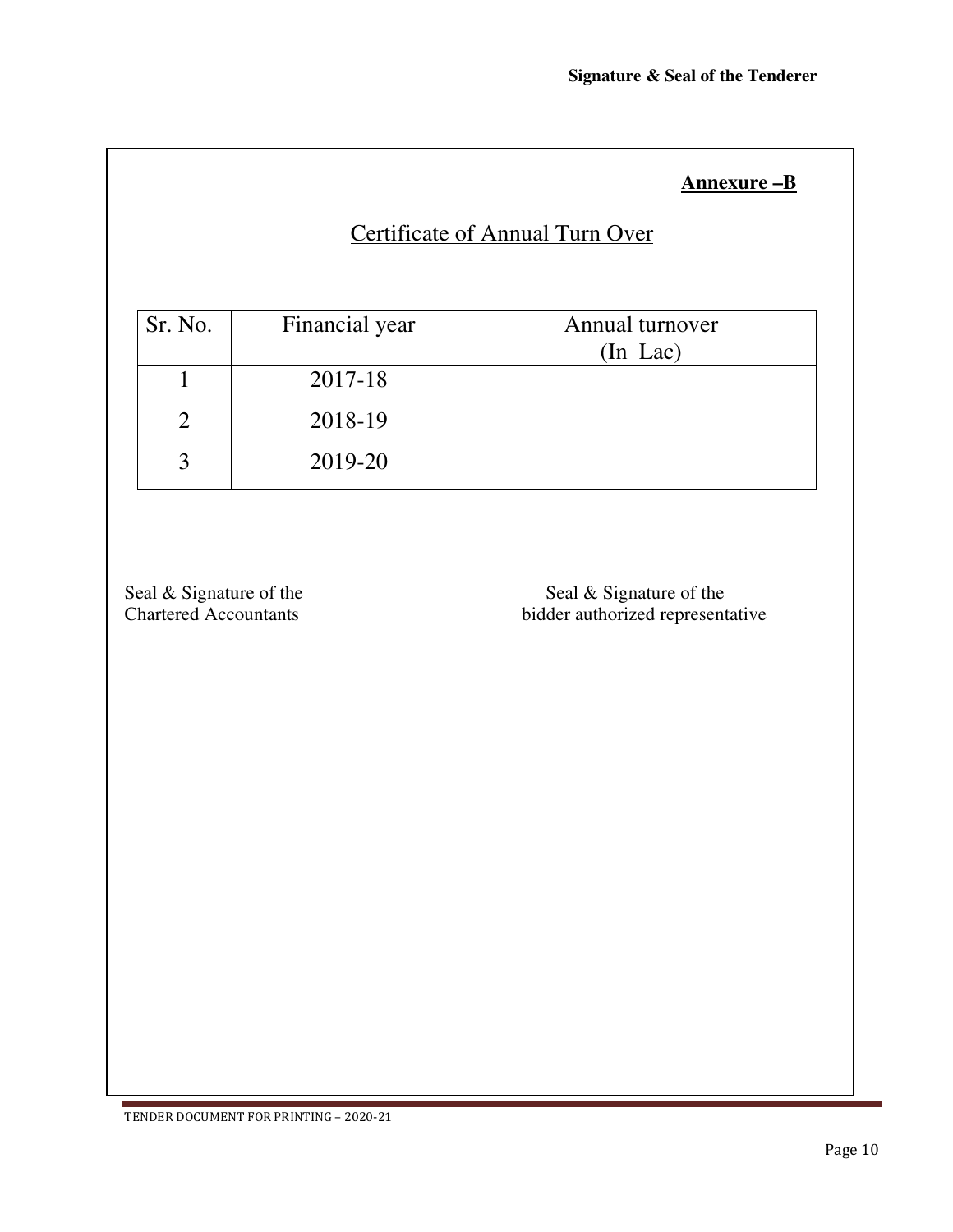**Signature & Seal of the Tenderer**

**Annexure –B**

## Certificate of Annual Turn Over

| Sr. No. | Financial year | Annual turnover (In Lac) |
|---|---|---|
| 1 | 2017-18 | |
| 2 | 2018-19 | |
| 3 | 2019-20 | |

Seal & Signature of the Chartered Accountants

Seal & Signature of the bidder authorized representative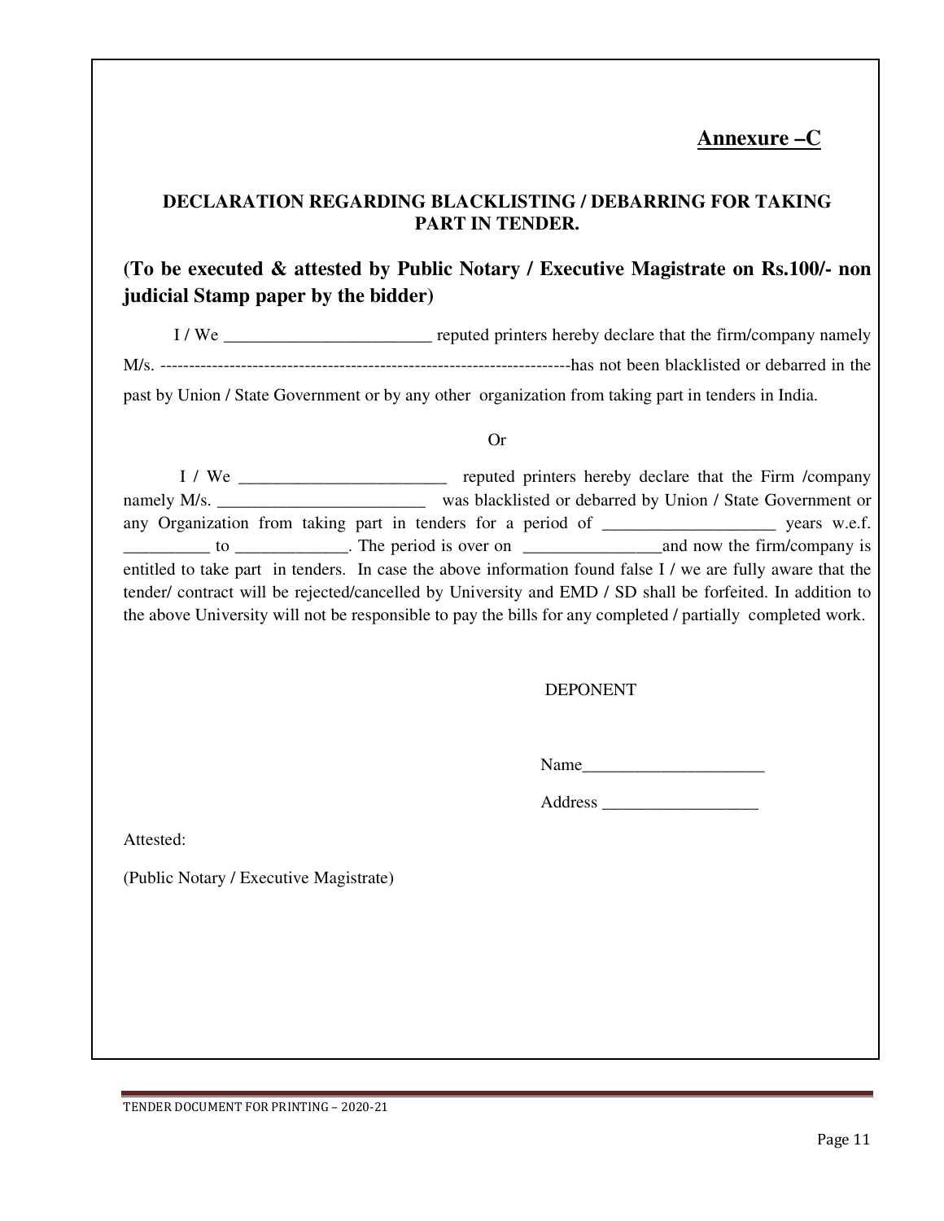**Annexure –C**

**DECLARATION REGARDING BLACKLISTING / DEBARRING FOR TAKING PART IN TENDER.**

**(To be executed & attested by Public Notary / Executive Magistrate on Rs.100/- non judicial Stamp paper by the bidder)**

I / We ________________________ reputed printers hereby declare that the firm/company namely M/s. ---------------------------------------------------------------------has not been blacklisted or debarred in the past by Union / State Government or by any other organization from taking part in tenders in India.

Or

I / We ________________________ reputed printers hereby declare that the Firm /company namely M/s. ________________________ was blacklisted or debarred by Union / State Government or any Organization from taking part in tenders for a period of ____________________ years w.e.f. __________ to _____________. The period is over on ________________and now the firm/company is entitled to take part in tenders. In case the above information found false I / we are fully aware that the tender/ contract will be rejected/cancelled by University and EMD / SD shall be forfeited. In addition to the above University will not be responsible to pay the bills for any completed / partially completed work.

DEPONENT

Name_____________________

Address __________________

Attested:

(Public Notary / Executive Magistrate)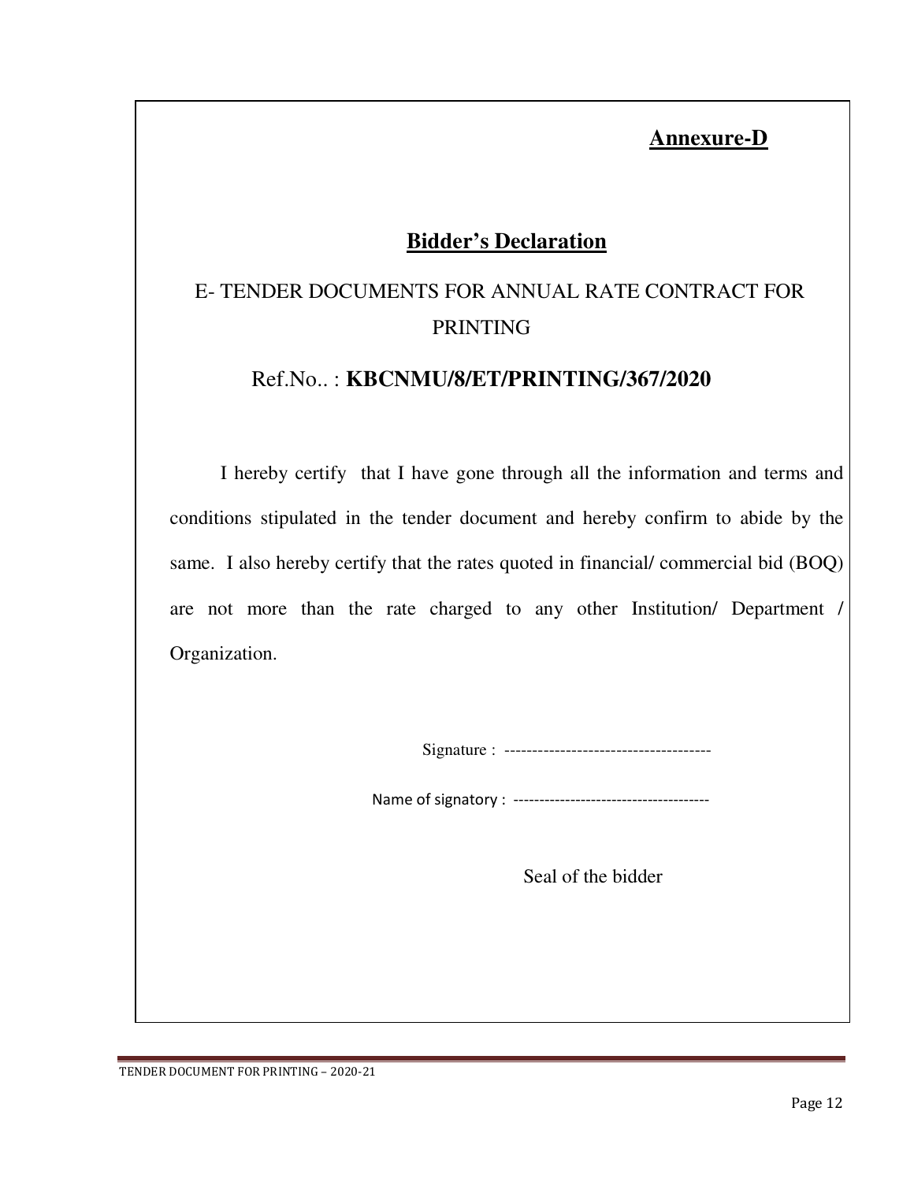**Annexure-D**

## Bidder's Declaration

E- TENDER DOCUMENTS FOR ANNUAL RATE CONTRACT FOR PRINTING

Ref.No.. : **KBCNMU/8/ET/PRINTING/367/2020**

I hereby certify that I have gone through all the information and terms and conditions stipulated in the tender document and hereby confirm to abide by the same. I also hereby certify that the rates quoted in financial/ commercial bid (BOQ) are not more than the rate charged to any other Institution/ Department / Organization.

Signature : -------------------------------------

Name of signatory : -------------------------------------

Seal of the bidder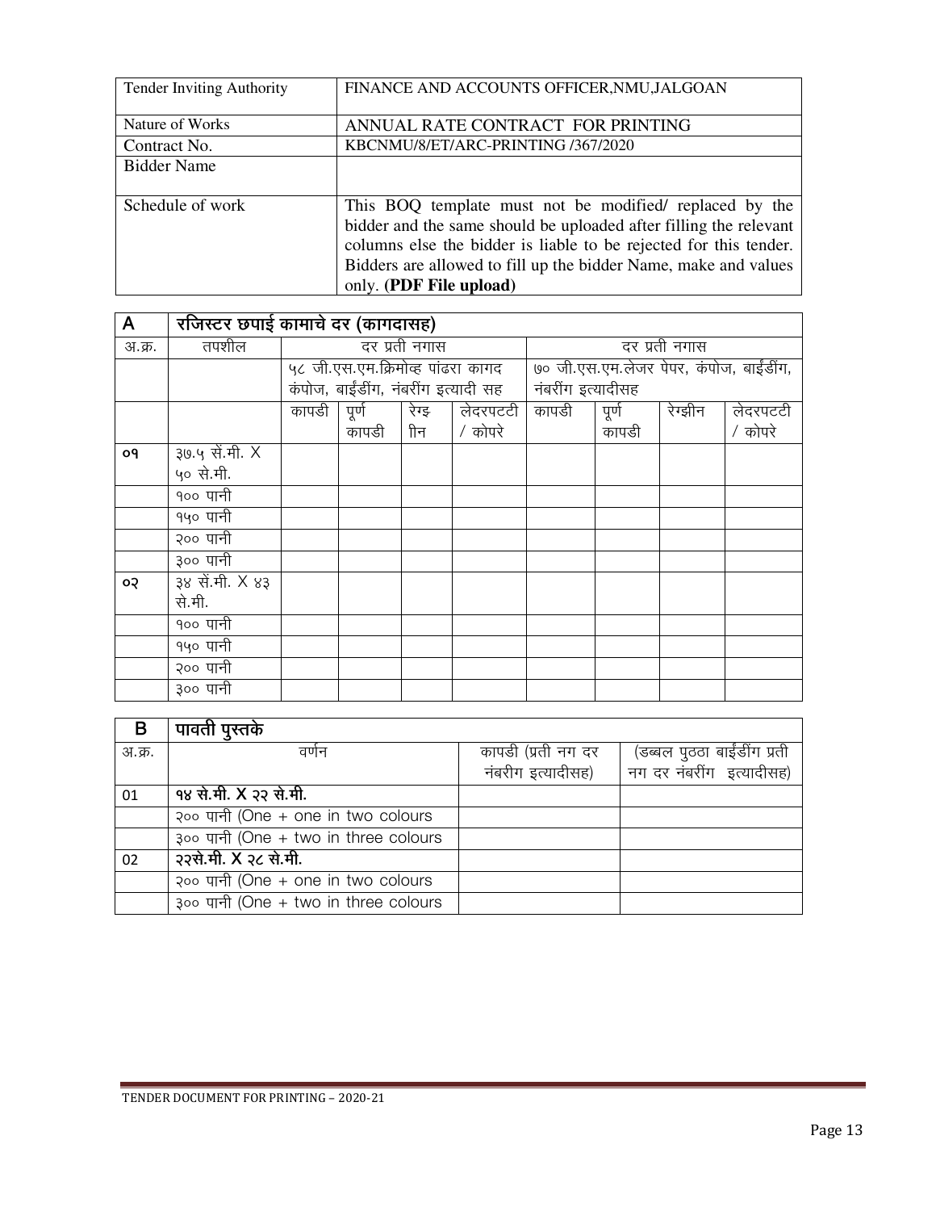| Tender Inviting Authority | FINANCE AND ACCOUNTS OFFICER,NMU,JALGOAN |
|---|---|
| Nature of Works | ANNUAL RATE CONTRACT FOR PRINTING |
| Contract No. | KBCNMU/8/ET/ARC-PRINTING /367/2020 |
| Bidder Name | |
| Schedule of work | This BOQ template must not be modified/ replaced by the bidder and the same should be uploaded after filling the relevant columns else the bidder is liable to be rejected for this tender. Bidders are allowed to fill up the bidder Name, make and values only. **(PDF File upload)** |

| A | **रजिस्टर छपाई कामाचे दर (कागदासह)** | | | | | | | | |
|---|---|---|---|---|---|---|---|---|---|
| अ.क्र. | तपशील | दर प्रती नगास | | | | दर प्रती नगास | | | |
| | | ५८ जी.एस.एम.क्रिमोव्ह पांढरा कागद कंपोज, बाईंडींग, नंबरींग इत्यादी सह | | | | ७० जी.एस.एम.लेजर पेपर, कंपोज, बाईंडींग, नंबरींग इत्यादीसह | | | |
| | | कापडी | पूर्ण कापडी | रेग्झीन | लेदरपटटी / कोपरे | कापडी | पूर्ण कापडी | रेग्झीन | लेदरपटटी / कोपरे |
| **०१** | ३७.५ सें.मी. X ५० से.मी. | | | | | | | | |
| | १०० पानी | | | | | | | | |
| | १५० पानी | | | | | | | | |
| | २०० पानी | | | | | | | | |
| | ३०० पानी | | | | | | | | |
| **०२** | ३४ सें.मी. X ४३ से.मी. | | | | | | | | |
| | १०० पानी | | | | | | | | |
| | १५० पानी | | | | | | | | |
| | २०० पानी | | | | | | | | |
| | ३०० पानी | | | | | | | | |

| B | **पावती पुस्तके** | | |
|---|---|---|---|
| अ.क्र. | वर्णन | कापडी (प्रती नग दर नंबरीग इत्यादीसह) | (डब्बल पुठठा बाईंडींग प्रती नग दर नंबरींग इत्यादीसह) |
| 01 | **१४ से.मी. X २२ से.मी.** | | |
| | २०० पानी (One + one in two colours | | |
| | ३०० पानी (One + two in three colours | | |
| 02 | **२२से.मी. X २८ से.मी.** | | |
| | २०० पानी (One + one in two colours | | |
| | ३०० पानी (One + two in three colours | | |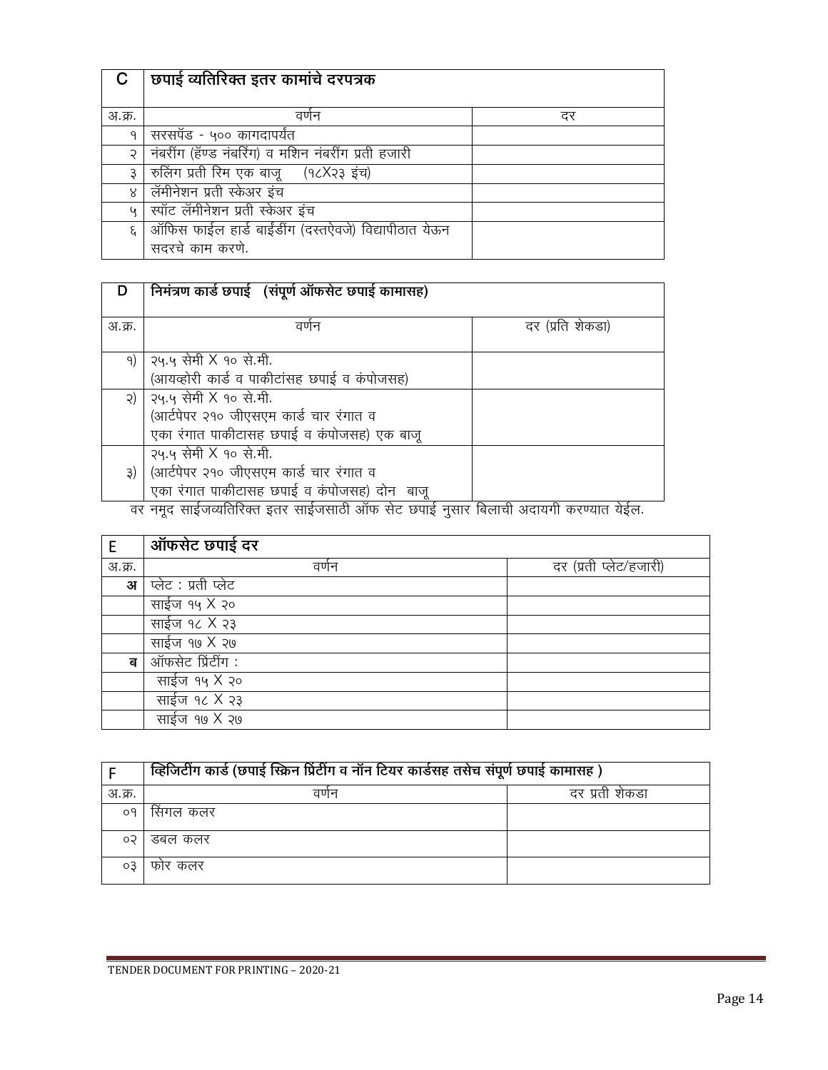| C | छपाई व्यतिरिक्त इतर कामांचे दरपत्रक | |
|---|---|---|
| अ.क्र. | वर्णन | दर |
| १ | सरसपॅड - ५०० कागदापर्यंत | |
| २ | नंबरींग (हॅण्ड नंबरिंग) व मशिन नंबरींग प्रती हजारी | |
| ३ | रुलिंग प्रती रिम एक बाजू (१८X२३ इंच) | |
| ४ | लॅमीनेशन प्रती स्केअर इंच | |
| ५ | स्पॉट लॅमीनेशन प्रती स्केअर इंच | |
| ६ | ऑफिस फाईल हार्ड बाईंडींग (दस्तऐवजे) विद्यापीठात येऊन सदरचे काम करणे. | |

| D | निमंत्रण कार्ड छपाई (संपूर्ण ऑफसेट छपाई कामासह) | |
|---|---|---|
| अ.क्र. | वर्णन | दर (प्रति शेकडा) |
| १) | २५.५ सेमी X १० से.मी. (आयव्होरी कार्ड व पाकीटांसह छपाई व कंपोजसह) | |
| २) | २५.५ सेमी X १० से.मी. (आर्टपेपर २१० जीएसएम कार्ड चार रंगात व एका रंगात पाकीटासह छपाई व कंपोजसह) एक बाजू | |
| ३) | २५.५ सेमी X १० से.मी. (आर्टपेपर २१० जीएसएम कार्ड चार रंगात व एका रंगात पाकीटासह छपाई व कंपोजसह) दोन बाजू | |

वर नमूद साईजव्यतिरिक्त इतर साईजसाठी ऑफ सेट छपाई नुसार बिलाची अदायगी करण्यात येईल.

| E | ऑफसेट छपाई दर | |
|---|---|---|
| अ.क्र. | वर्णन | दर (प्रती प्लेट/हजारी) |
| **अ** | प्लेट : प्रती प्लेट | |
| | साईज १५ X २० | |
| | साईज १८ X २३ | |
| | साईज १७ X २७ | |
| **ब** | ऑफसेट प्रिंटींग : | |
| | साईज १५ X २० | |
| | साईज १८ X २३ | |
| | साईज १७ X २७ | |

| F | व्हिजिटींग कार्ड (छपाई स्क्रिन प्रिंटींग व नॉन टियर कार्डसह तसेच संपूर्ण छपाई कामासह ) | |
|---|---|---|
| अ.क्र. | वर्णन | दर प्रती शेकडा |
| ०१ | सिंगल कलर | |
| ०२ | डबल कलर | |
| ०३ | फोर कलर | |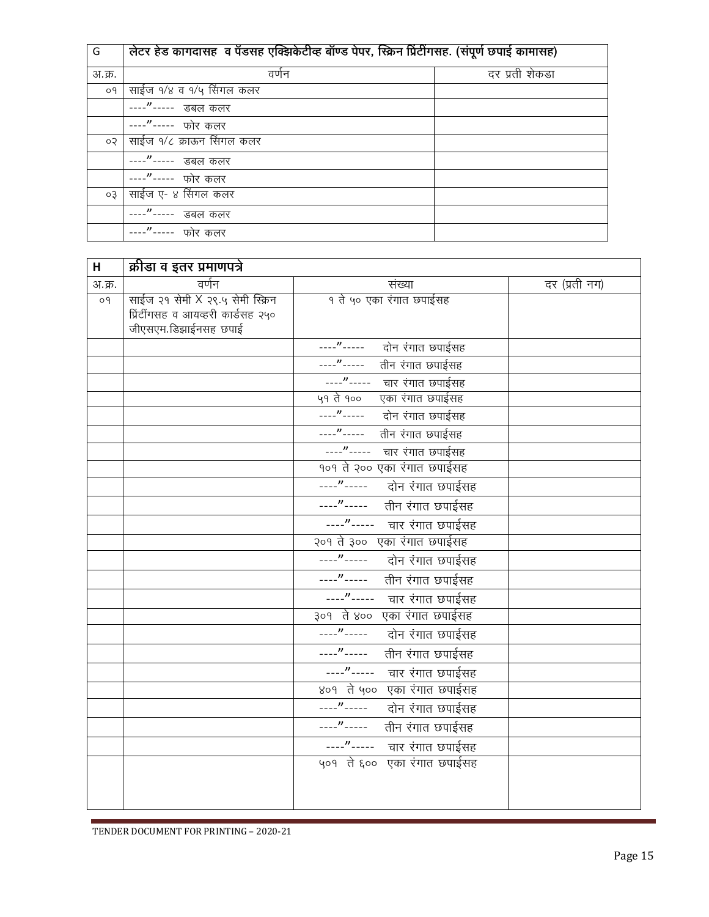| G | लेटर हेड कागदासह व पॅडसह एक्झिकेटीव्ह बॉण्ड पेपर, स्क्रिन प्रिंटींगसह. (संपूर्ण छपाई कामासह) | |
|---|---|---|
| अ.क्र. | वर्णन | दर प्रती शेकडा |
| ०१ | साईज १/४ व १/५ सिंगल कलर | |
| | ----"----- डबल कलर | |
| | ----"----- फोर कलर | |
| ०२ | साईज १/८ क्राऊन सिंगल कलर | |
| | ----"----- डबल कलर | |
| | ----"----- फोर कलर | |
| ०३ | साईज ए- ४ सिंगल कलर | |
| | ----"----- डबल कलर | |
| | ----"----- फोर कलर | |

| H | क्रीडा व इतर प्रमाणपत्रे | | |
|---|---|---|---|
| अ.क्र. | वर्णन | संख्या | दर (प्रती नग) |
| ०१ | साईज २१ सेमी X २९.५ सेमी स्क्रिन प्रिंटींगसह व आयव्हरी कार्डसह २५० जीएसएम.डिझाईनसह छपाई | १ ते ५० एका रंगात छपाईसह | |
| | | ----"----- दोन रंगात छपाईसह | |
| | | ----"----- तीन रंगात छपाईसह | |
| | | ----"----- चार रंगात छपाईसह | |
| | | ५१ ते १०० एका रंगात छपाईसह | |
| | | ----"----- दोन रंगात छपाईसह | |
| | | ----"----- तीन रंगात छपाईसह | |
| | | ----"----- चार रंगात छपाईसह | |
| | | १०१ ते २०० एका रंगात छपाईसह | |
| | | ----"----- दोन रंगात छपाईसह | |
| | | ----"----- तीन रंगात छपाईसह | |
| | | ----"----- चार रंगात छपाईसह | |
| | | २०१ ते ३०० एका रंगात छपाईसह | |
| | | ----"----- दोन रंगात छपाईसह | |
| | | ----"----- तीन रंगात छपाईसह | |
| | | ----"----- चार रंगात छपाईसह | |
| | | ३०१ ते ४०० एका रंगात छपाईसह | |
| | | ----"----- दोन रंगात छपाईसह | |
| | | ----"----- तीन रंगात छपाईसह | |
| | | ----"----- चार रंगात छपाईसह | |
| | | ४०१ ते ५०० एका रंगात छपाईसह | |
| | | ----"----- दोन रंगात छपाईसह | |
| | | ----"----- तीन रंगात छपाईसह | |
| | | ----"----- चार रंगात छपाईसह | |
| | | ५०१ ते ६०० एका रंगात छपाईसह | |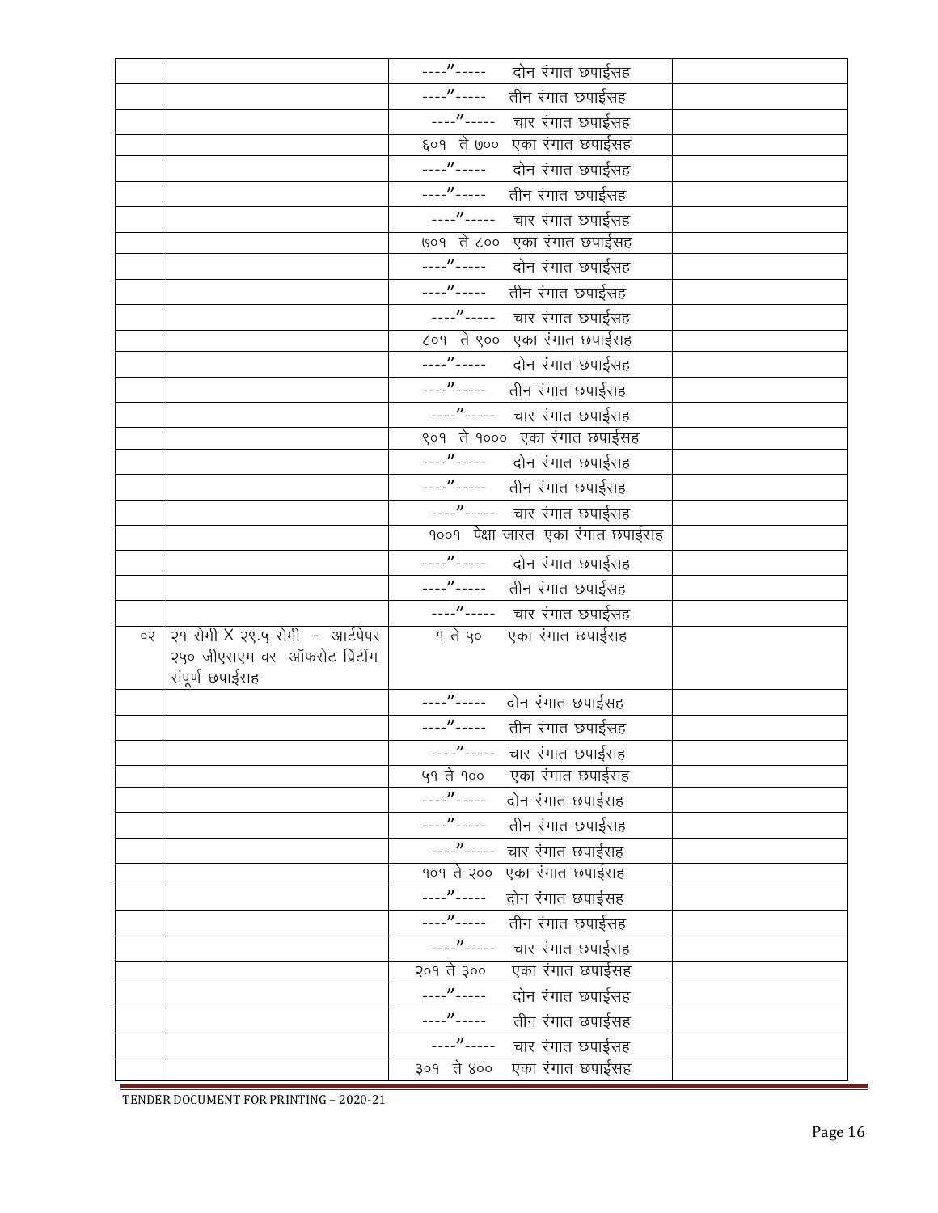| | | | |
|---|---|---|---|
| | | ----"----- दोन रंगात छपाईसह | |
| | | ----"----- तीन रंगात छपाईसह | |
| | | ----"----- चार रंगात छपाईसह | |
| | | ६०१ ते ७०० एका रंगात छपाईसह | |
| | | ----"----- दोन रंगात छपाईसह | |
| | | ----"----- तीन रंगात छपाईसह | |
| | | ----"----- चार रंगात छपाईसह | |
| | | ७०१ ते ८०० एका रंगात छपाईसह | |
| | | ----"----- दोन रंगात छपाईसह | |
| | | ----"----- तीन रंगात छपाईसह | |
| | | ----"----- चार रंगात छपाईसह | |
| | | ८०१ ते ९०० एका रंगात छपाईसह | |
| | | ----"----- दोन रंगात छपाईसह | |
| | | ----"----- तीन रंगात छपाईसह | |
| | | ----"----- चार रंगात छपाईसह | |
| | | ९०१ ते १००० एका रंगात छपाईसह | |
| | | ----"----- दोन रंगात छपाईसह | |
| | | ----"----- तीन रंगात छपाईसह | |
| | | ----"----- चार रंगात छपाईसह | |
| | | १००१ पेक्षा जास्त एका रंगात छपाईसह | |
| | | ----"----- दोन रंगात छपाईसह | |
| | | ----"----- तीन रंगात छपाईसह | |
| | | ----"----- चार रंगात छपाईसह | |
| ०२ | २१ सेमी X २९.५ सेमी - आर्टपेपर २५० जीएसएम वर ऑफसेट प्रिंटींग संपूर्ण छपाईसह | १ ते ५० एका रंगात छपाईसह | |
| | | ----"----- दोन रंगात छपाईसह | |
| | | ----"----- तीन रंगात छपाईसह | |
| | | ----"----- चार रंगात छपाईसह | |
| | | ५१ ते १०० एका रंगात छपाईसह | |
| | | ----"----- दोन रंगात छपाईसह | |
| | | ----"----- तीन रंगात छपाईसह | |
| | | ----"----- चार रंगात छपाईसह | |
| | | १०१ ते २०० एका रंगात छपाईसह | |
| | | ----"----- दोन रंगात छपाईसह | |
| | | ----"----- तीन रंगात छपाईसह | |
| | | ----"----- चार रंगात छपाईसह | |
| | | २०१ ते ३०० एका रंगात छपाईसह | |
| | | ----"----- दोन रंगात छपाईसह | |
| | | ----"----- तीन रंगात छपाईसह | |
| | | ----"----- चार रंगात छपाईसह | |
| | | ३०१ ते ४०० एका रंगात छपाईसह | |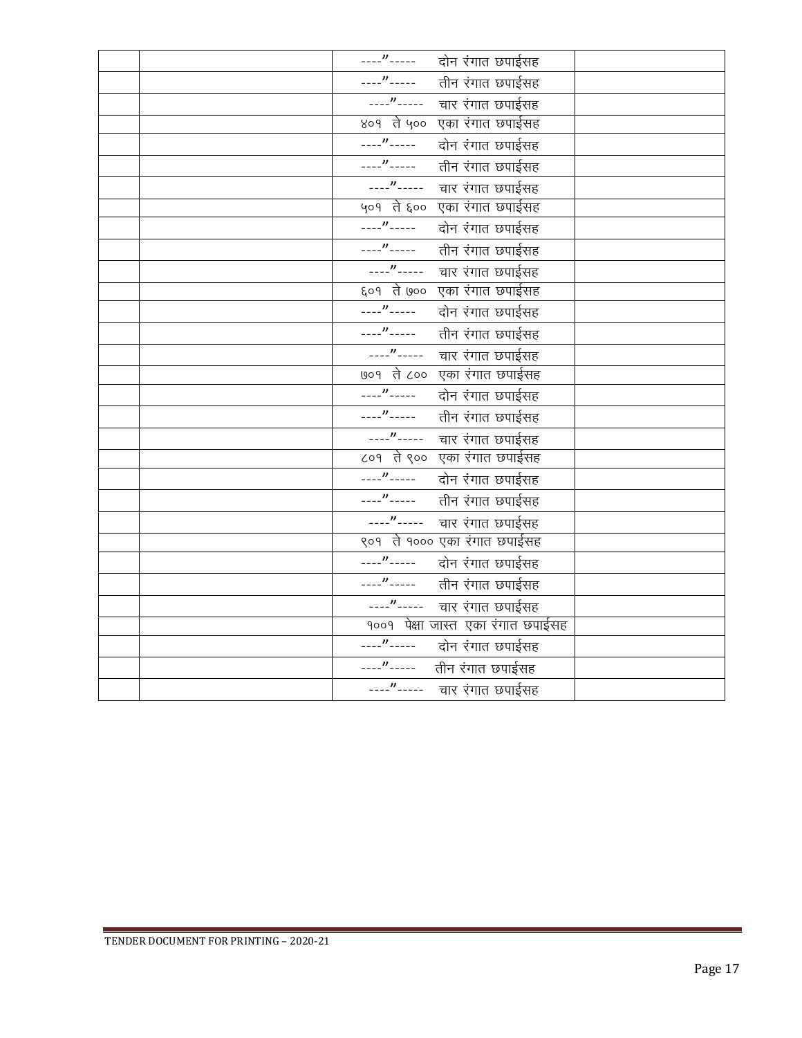| | | | |
|---|---|---|---|
| | | ----"----- दोन रंगात छपाईसह | |
| | | ----"----- तीन रंगात छपाईसह | |
| | | ----"----- चार रंगात छपाईसह | |
| | | ४०१ ते ५०० एका रंगात छपाईसह | |
| | | ----"----- दोन रंगात छपाईसह | |
| | | ----"----- तीन रंगात छपाईसह | |
| | | ----"----- चार रंगात छपाईसह | |
| | | ५०१ ते ६०० एका रंगात छपाईसह | |
| | | ----"----- दोन रंगात छपाईसह | |
| | | ----"----- तीन रंगात छपाईसह | |
| | | ----"----- चार रंगात छपाईसह | |
| | | ६०१ ते ७०० एका रंगात छपाईसह | |
| | | ----"----- दोन रंगात छपाईसह | |
| | | ----"----- तीन रंगात छपाईसह | |
| | | ----"----- चार रंगात छपाईसह | |
| | | ७०१ ते ८०० एका रंगात छपाईसह | |
| | | ----"----- दोन रंगात छपाईसह | |
| | | ----"----- तीन रंगात छपाईसह | |
| | | ----"----- चार रंगात छपाईसह | |
| | | ८०१ ते ९०० एका रंगात छपाईसह | |
| | | ----"----- दोन रंगात छपाईसह | |
| | | ----"----- तीन रंगात छपाईसह | |
| | | ----"----- चार रंगात छपाईसह | |
| | | ९०१ ते १००० एका रंगात छपाईसह | |
| | | ----"----- दोन रंगात छपाईसह | |
| | | ----"----- तीन रंगात छपाईसह | |
| | | ----"----- चार रंगात छपाईसह | |
| | | १००१ पेक्षा जास्त एका रंगात छपाईसह | |
| | | ----"----- दोन रंगात छपाईसह | |
| | | ----"----- तीन रंगात छपाईसह | |
| | | ----"----- चार रंगात छपाईसह | |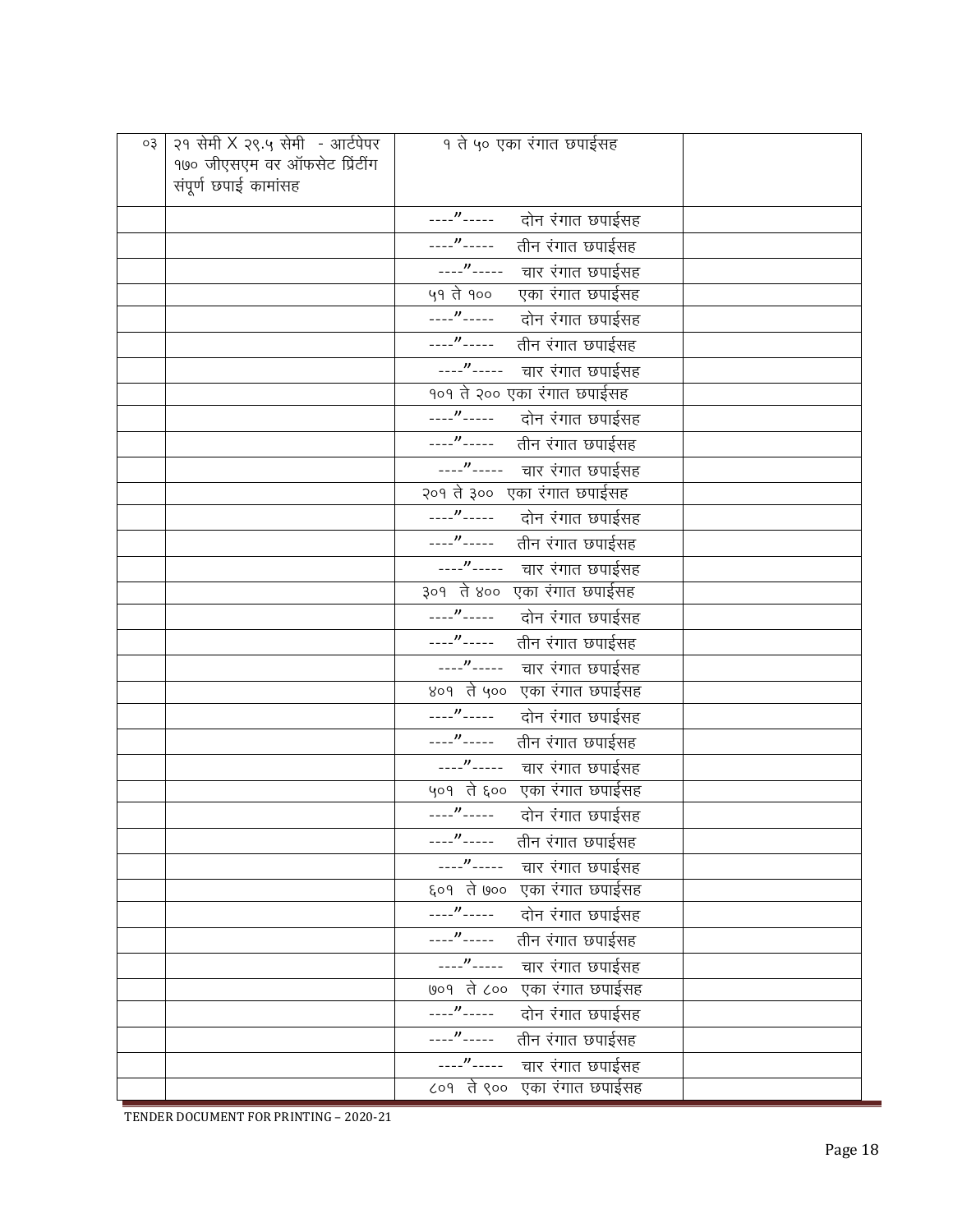| ०३ | २१ सेमी X २९.५ सेमी - आर्टपेपर १७० जीएसएम वर ऑफसेट प्रिंटींग संपूर्ण छपाई कामांसह | १ ते ५० एका रंगात छपाईसह | |
|---|---|---|---|
| | | ----"----- दोन रंगात छपाईसह | |
| | | ----"----- तीन रंगात छपाईसह | |
| | | ----"----- चार रंगात छपाईसह | |
| | | ५१ ते १०० एका रंगात छपाईसह | |
| | | ----"----- दोन रंगात छपाईसह | |
| | | ----"----- तीन रंगात छपाईसह | |
| | | ----"----- चार रंगात छपाईसह | |
| | | १०१ ते २०० एका रंगात छपाईसह | |
| | | ----"----- दोन रंगात छपाईसह | |
| | | ----"----- तीन रंगात छपाईसह | |
| | | ----"----- चार रंगात छपाईसह | |
| | | २०१ ते ३०० एका रंगात छपाईसह | |
| | | ----"----- दोन रंगात छपाईसह | |
| | | ----"----- तीन रंगात छपाईसह | |
| | | ----"----- चार रंगात छपाईसह | |
| | | ३०१ ते ४०० एका रंगात छपाईसह | |
| | | ----"----- दोन रंगात छपाईसह | |
| | | ----"----- तीन रंगात छपाईसह | |
| | | ----"----- चार रंगात छपाईसह | |
| | | ४०१ ते ५०० एका रंगात छपाईसह | |
| | | ----"----- दोन रंगात छपाईसह | |
| | | ----"----- तीन रंगात छपाईसह | |
| | | ----"----- चार रंगात छपाईसह | |
| | | ५०१ ते ६०० एका रंगात छपाईसह | |
| | | ----"----- दोन रंगात छपाईसह | |
| | | ----"----- तीन रंगात छपाईसह | |
| | | ----"----- चार रंगात छपाईसह | |
| | | ६०१ ते ७०० एका रंगात छपाईसह | |
| | | ----"----- दोन रंगात छपाईसह | |
| | | ----"----- तीन रंगात छपाईसह | |
| | | ----"----- चार रंगात छपाईसह | |
| | | ७०१ ते ८०० एका रंगात छपाईसह | |
| | | ----"----- दोन रंगात छपाईसह | |
| | | ----"----- तीन रंगात छपाईसह | |
| | | ----"----- चार रंगात छपाईसह | |
| | | ८०१ ते ९०० एका रंगात छपाईसह | |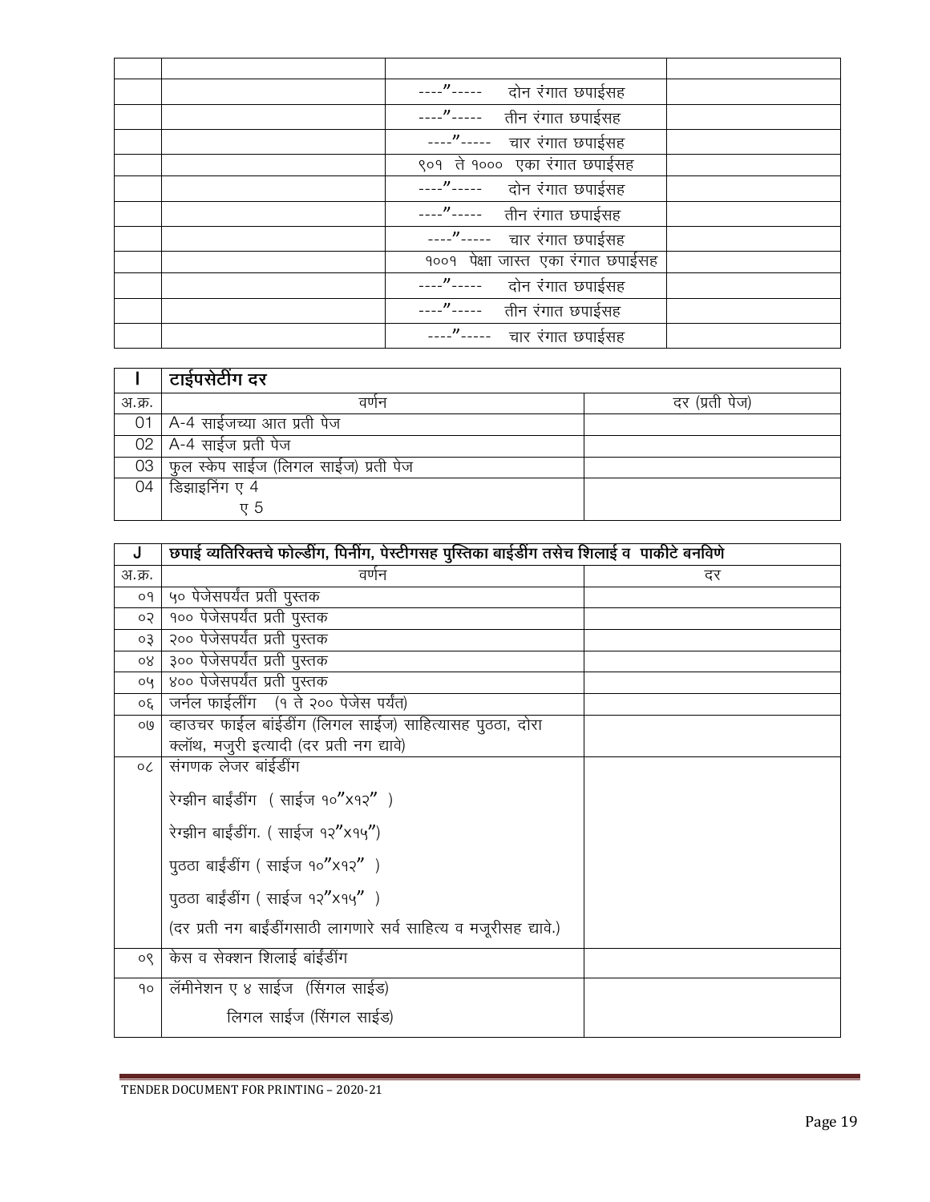| | | | |
|---|---|---|---|
| | | ----"----- दोन रंगात छपाईसह | |
| | | ----"----- तीन रंगात छपाईसह | |
| | | ----"----- चार रंगात छपाईसह | |
| | | ९०१ ते १००० एका रंगात छपाईसह | |
| | | ----"----- दोन रंगात छपाईसह | |
| | | ----"----- तीन रंगात छपाईसह | |
| | | ----"----- चार रंगात छपाईसह | |
| | | १००१ पेक्षा जास्त एका रंगात छपाईसह | |
| | | ----"----- दोन रंगात छपाईसह | |
| | | ----"----- तीन रंगात छपाईसह | |
| | | ----"----- चार रंगात छपाईसह | |

| I | **टाईपसेटींग दर** | |
|---|---|---|
| अ.क्र. | वर्णन | दर (प्रती पेज) |
| 01 | A-4 साईजच्या आत प्रती पेज | |
| 02 | A-4 साईज प्रती पेज | |
| 03 | फुल स्केप साईज (लिगल साईज) प्रती पेज | |
| 04 | डिझाइनिंग ए 4<br>ए 5 | |

| J | **छपाई व्यतिरिक्तचे फोल्डींग, पिनींग, पेस्टीगसह पुस्तिका बाईडींग तसेच शिलाई व पाकीटे बनविणे** | |
|---|---|---|
| अ.क्र. | वर्णन | दर |
| ०१ | ५० पेजेसपर्यंत प्रती पुस्तक | |
| ०२ | १०० पेजेसपर्यंत प्रती पुस्तक | |
| ०३ | २०० पेजेसपर्यंत प्रती पुस्तक | |
| ०४ | ३०० पेजेसपर्यंत प्रती पुस्तक | |
| ०५ | ४०० पेजेसपर्यंत प्रती पुस्तक | |
| ०६ | जर्नल फाईलींग (१ ते २०० पेजेस पर्यंत) | |
| ०७ | व्हाउचर फाईल बांईडींग (लिगल साईज) साहित्यासह पुठठा, दोरा क्लॉथ, मजुरी इत्यादी (दर प्रती नग द्यावे) | |
| ०८ | संगणक लेजर बांईडींग<br>रेग्झीन बाईंडींग ( साईज १०"x१२" )<br>रेग्झीन बाईंडींग. ( साईज १२"x१५")<br>पुठठा बाईंडींग ( साईज १०"x१२" )<br>पुठठा बाईंडींग ( साईज १२"x१५" )<br>(दर प्रती नग बाईंडींगसाठी लागणारे सर्व साहित्य व मजूरीसह द्यावे.) | |
| ०९ | केस व सेक्शन शिलाई बांईडींग | |
| १० | लॅमीनेशन ए ४ साईज (सिंगल साईड)<br>लिगल साईज (सिंगल साईड) | |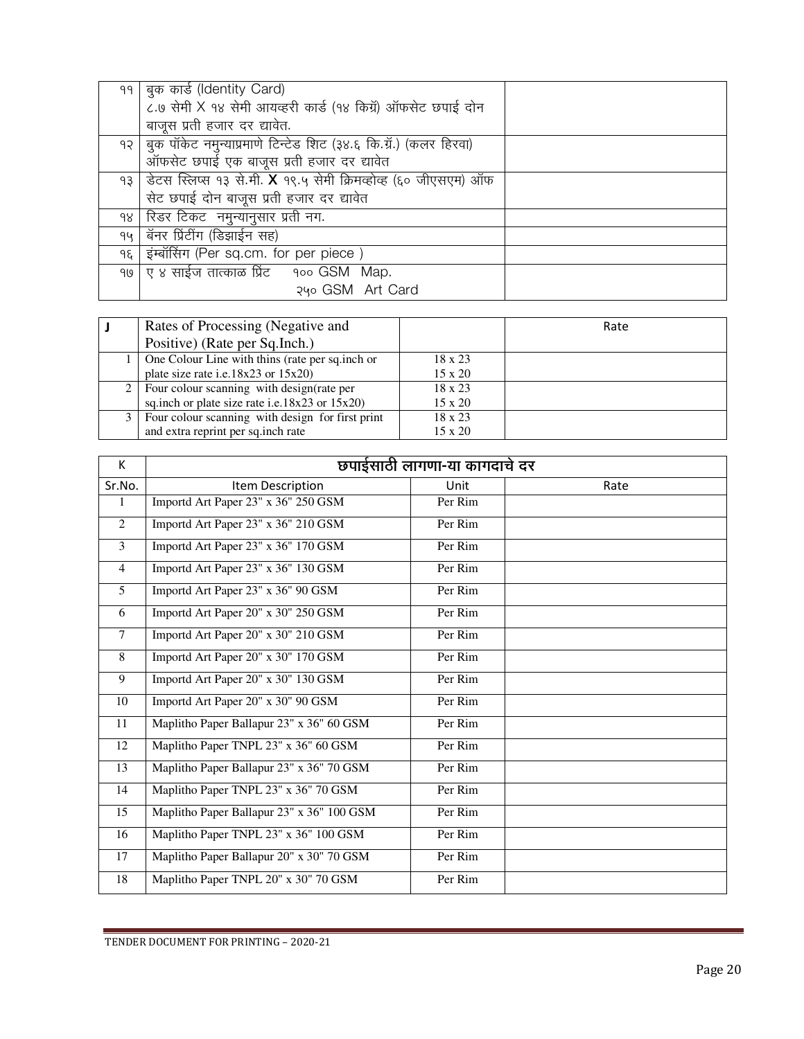| | | |
|---|---|---|
| ११ | बुक कार्ड (Identity Card) ८.७ सेमी X १४ सेमी आयव्हरी कार्ड (१४ किग्रॅ) ऑफसेट छपाई दोन बाजूस प्रती हजार दर द्यावेत. | |
| १२ | बुक पॉकेट नमुन्याप्रमाणे टिन्टेड शिट (३४.६ कि.ग्रॅ.) (कलर हिरवा) ऑफसेट छपाई एक बाजूस प्रती हजार दर द्यावेत | |
| १३ | डेटस स्लिप्स १३ से.मी. X १९.५ सेमी क्रिमव्होव्ह (६० जीएसएम) ऑफ सेट छपाई दोन बाजूस प्रती हजार दर द्यावेत | |
| १४ | रिडर टिकट नमुन्यानुसार प्रती नग. | |
| १५ | बॅनर प्रिंटींग (डिझाईन सह) | |
| १६ | इंम्बॉसिंग (Per sq.cm. for per piece ) | |
| १७ | ए ४ साईज तात्काळ प्रिंट १०० GSM Map. २५० GSM Art Card | |

| J | Rates of Processing (Negative and Positive) (Rate per Sq.Inch.) | | Rate |
|---|---|---|---|
| 1 | One Colour Line with thins (rate per sq.inch or plate size rate i.e.18x23 or 15x20) | 18 x 23<br>15 x 20 | |
| 2 | Four colour scanning with design(rate per sq.inch or plate size rate i.e.18x23 or 15x20) | 18 x 23<br>15 x 20 | |
| 3 | Four colour scanning with design for first print and extra reprint per sq.inch rate | 18 x 23<br>15 x 20 | |

| K | छपाईसाठी लागणा-या कागदाचे दर | | |
|---|---|---|---|
| Sr.No. | Item Description | Unit | Rate |
| 1 | Importd Art Paper 23" x 36" 250 GSM | Per Rim | |
| 2 | Importd Art Paper 23" x 36" 210 GSM | Per Rim | |
| 3 | Importd Art Paper 23" x 36" 170 GSM | Per Rim | |
| 4 | Importd Art Paper 23" x 36" 130 GSM | Per Rim | |
| 5 | Importd Art Paper 23" x 36" 90 GSM | Per Rim | |
| 6 | Importd Art Paper 20" x 30" 250 GSM | Per Rim | |
| 7 | Importd Art Paper 20" x 30" 210 GSM | Per Rim | |
| 8 | Importd Art Paper 20" x 30" 170 GSM | Per Rim | |
| 9 | Importd Art Paper 20" x 30" 130 GSM | Per Rim | |
| 10 | Importd Art Paper 20" x 30" 90 GSM | Per Rim | |
| 11 | Maplitho Paper Ballapur 23" x 36" 60 GSM | Per Rim | |
| 12 | Maplitho Paper TNPL 23" x 36" 60 GSM | Per Rim | |
| 13 | Maplitho Paper Ballapur 23" x 36" 70 GSM | Per Rim | |
| 14 | Maplitho Paper TNPL 23" x 36" 70 GSM | Per Rim | |
| 15 | Maplitho Paper Ballapur 23" x 36" 100 GSM | Per Rim | |
| 16 | Maplitho Paper TNPL 23" x 36" 100 GSM | Per Rim | |
| 17 | Maplitho Paper Ballapur 20" x 30" 70 GSM | Per Rim | |
| 18 | Maplitho Paper TNPL 20" x 30" 70 GSM | Per Rim | |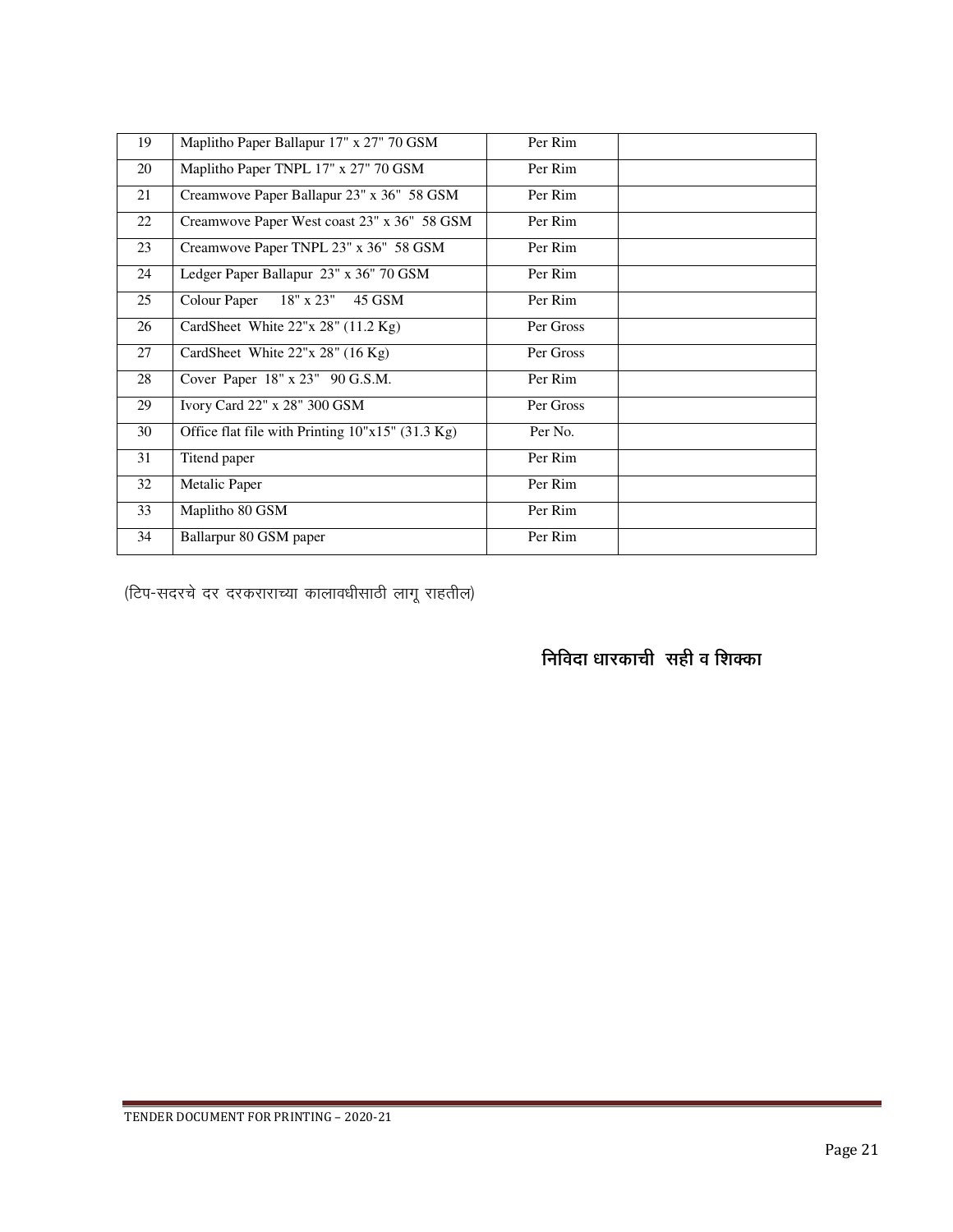| | | | |
|---|---|---|---|
| 19 | Maplitho Paper Ballapur 17" x 27" 70 GSM | Per Rim | |
| 20 | Maplitho Paper TNPL 17" x 27" 70 GSM | Per Rim | |
| 21 | Creamwove Paper Ballapur 23" x 36" 58 GSM | Per Rim | |
| 22 | Creamwove Paper West coast 23" x 36" 58 GSM | Per Rim | |
| 23 | Creamwove Paper TNPL 23" x 36" 58 GSM | Per Rim | |
| 24 | Ledger Paper Ballapur 23" x 36" 70 GSM | Per Rim | |
| 25 | Colour Paper 18" x 23" 45 GSM | Per Rim | |
| 26 | CardSheet White 22"x 28" (11.2 Kg) | Per Gross | |
| 27 | CardSheet White 22"x 28" (16 Kg) | Per Gross | |
| 28 | Cover Paper 18" x 23" 90 G.S.M. | Per Rim | |
| 29 | Ivory Card 22" x 28" 300 GSM | Per Gross | |
| 30 | Office flat file with Printing 10"x15" (31.3 Kg) | Per No. | |
| 31 | Titend paper | Per Rim | |
| 32 | Metalic Paper | Per Rim | |
| 33 | Maplitho 80 GSM | Per Rim | |
| 34 | Ballarpur 80 GSM paper | Per Rim | |

(टिप-सदरचे दर दरकराराच्या कालावधीसाठी लागू राहतील)

**निविदा धारकाची सही व शिक्का**